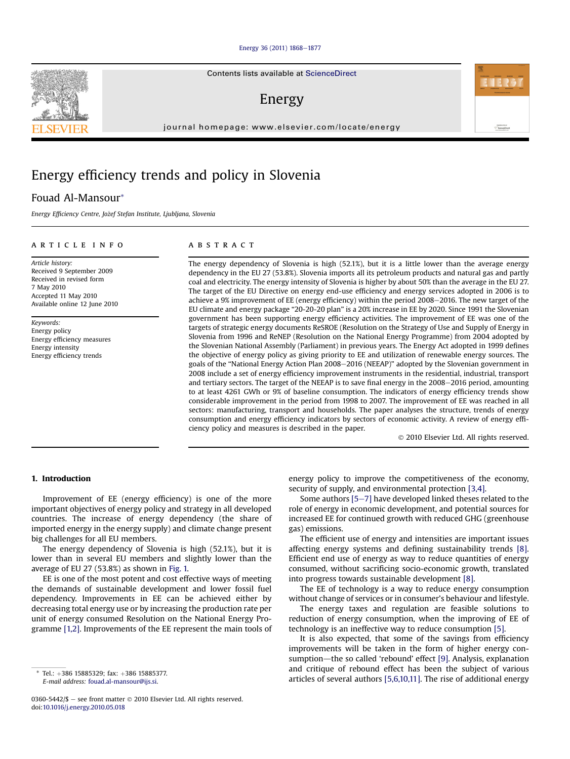# Energy efficiency trends and policy in Slovenia

Fouad Al-Mansour*

*Energy Efficiency Centre, Jožef Stefan Institute, Ljubljana, Slovenia*

## ARTICLE INFO

*Article history:*
Received 9 September 2009
Received in revised form
7 May 2010
Accepted 11 May 2010
Available online 12 June 2010

*Keywords:*
Energy policy
Energy efficiency measures
Energy intensity
Energy efficiency trends

## ABSTRACT

The energy dependency of Slovenia is high (52.1%), but it is a little lower than the average energy dependency in the EU 27 (53.8%). Slovenia imports all its petroleum products and natural gas and partly coal and electricity. The energy intensity of Slovenia is higher by about 50% than the average in the EU 27. The target of the EU Directive on energy end-use efficiency and energy services adopted in 2006 is to achieve a 9% improvement of EE (energy efficiency) within the period 2008–2016. The new target of the EU climate and energy package "20-20-20 plan" is a 20% increase in EE by 2020. Since 1991 the Slovenian government has been supporting energy efficiency activities. The improvement of EE was one of the targets of strategic energy documents ReSROE (Resolution on the Strategy of Use and Supply of Energy in Slovenia from 1996 and ReNEP (Resolution on the National Energy Programme) from 2004 adopted by the Slovenian National Assembly (Parliament) in previous years. The Energy Act adopted in 1999 defines the objective of energy policy as giving priority to EE and utilization of renewable energy sources. The goals of the "National Energy Action Plan 2008–2016 (NEEAP)" adopted by the Slovenian government in 2008 include a set of energy efficiency improvement instruments in the residential, industrial, transport and tertiary sectors. The target of the NEEAP is to save final energy in the 2008–2016 period, amounting to at least 4261 GWh or 9% of baseline consumption. The indicators of energy efficiency trends show considerable improvement in the period from 1998 to 2007. The improvement of EE was reached in all sectors: manufacturing, transport and households. The paper analyses the structure, trends of energy consumption and energy efficiency indicators by sectors of economic activity. A review of energy efficiency policy and measures is described in the paper.

© 2010 Elsevier Ltd. All rights reserved.

## 1. Introduction

Improvement of EE (energy efficiency) is one of the more important objectives of energy policy and strategy in all developed countries. The increase of energy dependency (the share of imported energy in the energy supply) and climate change present big challenges for all EU members.

The energy dependency of Slovenia is high (52.1%), but it is lower than in several EU members and slightly lower than the average of EU 27 (53.8%) as shown in Fig. 1.

EE is one of the most potent and cost effective ways of meeting the demands of sustainable development and lower fossil fuel dependency. Improvements in EE can be achieved either by decreasing total energy use or by increasing the production rate per unit of energy consumed Resolution on the National Energy Programme [1,2]. Improvements of the EE represent the main tools of energy policy to improve the competitiveness of the economy, security of supply, and environmental protection [3,4].

Some authors [5–7] have developed linked theses related to the role of energy in economic development, and potential sources for increased EE for continued growth with reduced GHG (greenhouse gas) emissions.

The efficient use of energy and intensities are important issues affecting energy systems and defining sustainability trends [8]. Efficient end use of energy as way to reduce quantities of energy consumed, without sacrificing socio-economic growth, translated into progress towards sustainable development [8].

The EE of technology is a way to reduce energy consumption without change of services or in consumer's behaviour and lifestyle.

The energy taxes and regulation are feasible solutions to reduction of energy consumption, when the improving of EE of technology is an ineffective way to reduce consumption [5].

It is also expected, that some of the savings from efficiency improvements will be taken in the form of higher energy consumption—the so called 'rebound' effect [9]. Analysis, explanation and critique of rebound effect has been the subject of various articles of several authors [5,6,10,11]. The rise of additional energy

---

* Tel.: +386 15885329; fax: +386 15885377.
E-mail address: fouad.al-mansour@ijs.si.

0360-5442/$ – see front matter © 2010 Elsevier Ltd. All rights reserved.
doi:10.1016/j.energy.2010.05.018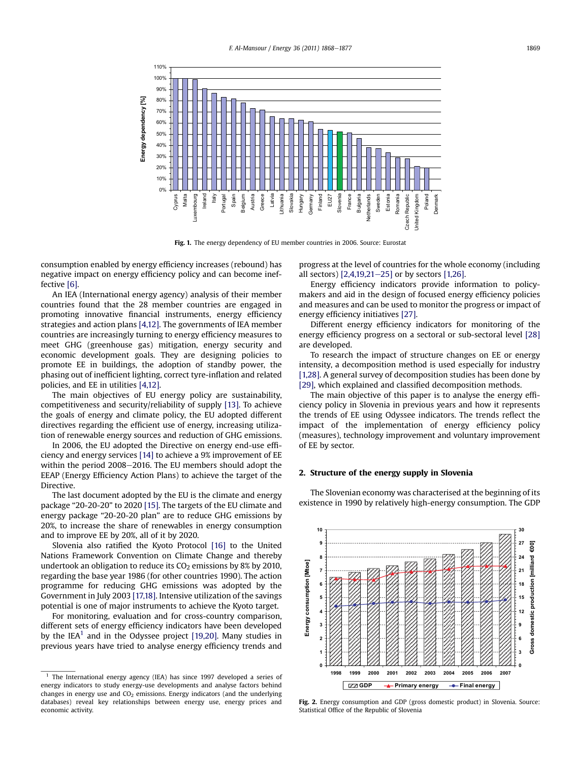Fig. 1. The energy dependency of EU member countries in 2006. Source: Eurostat

consumption enabled by energy efficiency increases (rebound) has negative impact on energy efficiency policy and can become ineffective [6].

An IEA (International energy agency) analysis of their member countries found that the 28 member countries are engaged in promoting innovative financial instruments, energy efficiency strategies and action plans [4,12]. The governments of IEA member countries are increasingly turning to energy efficiency measures to meet GHG (greenhouse gas) mitigation, energy security and economic development goals. They are designing policies to promote EE in buildings, the adoption of standby power, the phasing out of inefficient lighting, correct tyre-inflation and related policies, and EE in utilities [4,12].

The main objectives of EU energy policy are sustainability, competitiveness and security/reliability of supply [13]. To achieve the goals of energy and climate policy, the EU adopted different directives regarding the efficient use of energy, increasing utilization of renewable energy sources and reduction of GHG emissions.

In 2006, the EU adopted the Directive on energy end-use efficiency and energy services [14] to achieve a 9% improvement of EE within the period 2008–2016. The EU members should adopt the EEAP (Energy Efficiency Action Plans) to achieve the target of the Directive.

The last document adopted by the EU is the climate and energy package "20-20-20" to 2020 [15]. The targets of the EU climate and energy package "20-20-20 plan" are to reduce GHG emissions by 20%, to increase the share of renewables in energy consumption and to improve EE by 20%, all of it by 2020.

Slovenia also ratified the Kyoto Protocol [16] to the United Nations Framework Convention on Climate Change and thereby undertook an obligation to reduce its $CO_2$ emissions by 8% by 2010, regarding the base year 1986 (for other countries 1990). The action programme for reducing GHG emissions was adopted by the Government in July 2003 [17,18]. Intensive utilization of the savings potential is one of major instruments to achieve the Kyoto target.

For monitoring, evaluation and for cross-country comparison, different sets of energy efficiency indicators have been developed by the IEA[1] and in the Odyssee project [19,20]. Many studies in previous years have tried to analyse energy efficiency trends and progress at the level of countries for the whole economy (including all sectors) [2,4,19,21–25] or by sectors [1,26].

Energy efficiency indicators provide information to policymakers and aid in the design of focused energy efficiency policies and measures and can be used to monitor the progress or impact of energy efficiency initiatives [27].

Different energy efficiency indicators for monitoring of the energy efficiency progress on a sectoral or sub-sectoral level [28] are developed.

To research the impact of structure changes on EE or energy intensity, a decomposition method is used especially for industry [1,28]. A general survey of decomposition studies has been done by [29], which explained and classified decomposition methods.

The main objective of this paper is to analyse the energy efficiency policy in Slovenia in previous years and how it represents the trends of EE using Odyssee indicators. The trends reflect the impact of the implementation of energy efficiency policy (measures), technology improvement and voluntary improvement of EE by sector.

## 2. Structure of the energy supply in Slovenia

The Slovenian economy was characterised at the beginning of its existence in 1990 by relatively high-energy consumption. The GDP

Fig. 2. Energy consumption and GDP (gross domestic product) in Slovenia. Source: Statistical Office of the Republic of Slovenia

[1] The International energy agency (IEA) has since 1997 developed a series of energy indicators to study energy-use developments and analyse factors behind changes in energy use and $CO_2$ emissions. Energy indicators (and the underlying databases) reveal key relationships between energy use, energy prices and economic activity.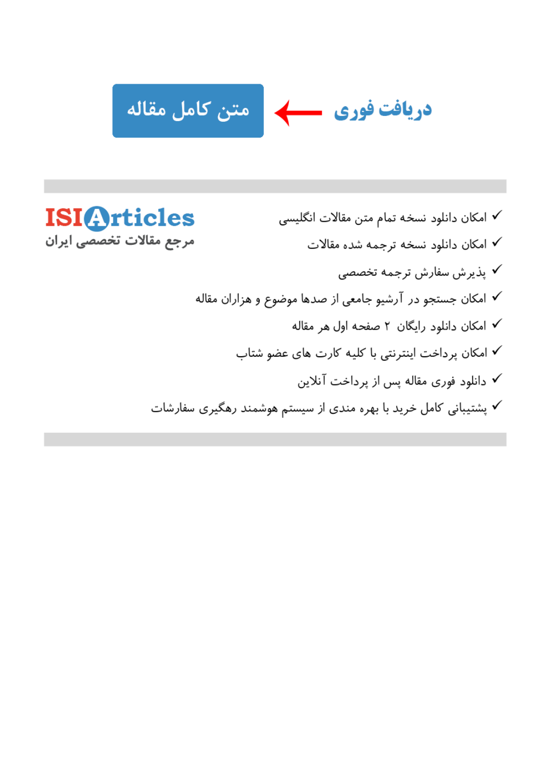دریافت فوری ← **متن کامل مقاله**

**ISIArticles**
مرجع مقالات تخصصی ایران

- ✓ امکان دانلود نسخه تمام متن مقالات انگلیسی
- ✓ امکان دانلود نسخه ترجمه شده مقالات
- ✓ پذیرش سفارش ترجمه تخصصی
- ✓ امکان جستجو در آرشیو جامعی از صدها موضوع و هزاران مقاله
- ✓ امکان دانلود رایگان ۲ صفحه اول هر مقاله
- ✓ امکان پرداخت اینترنتی با کلیه کارت های عضو شتاب
- ✓ دانلود فوری مقاله پس از پرداخت آنلاین
- ✓ پشتیبانی کامل خرید با بهره مندی از سیستم هوشمند رهگیری سفارشات